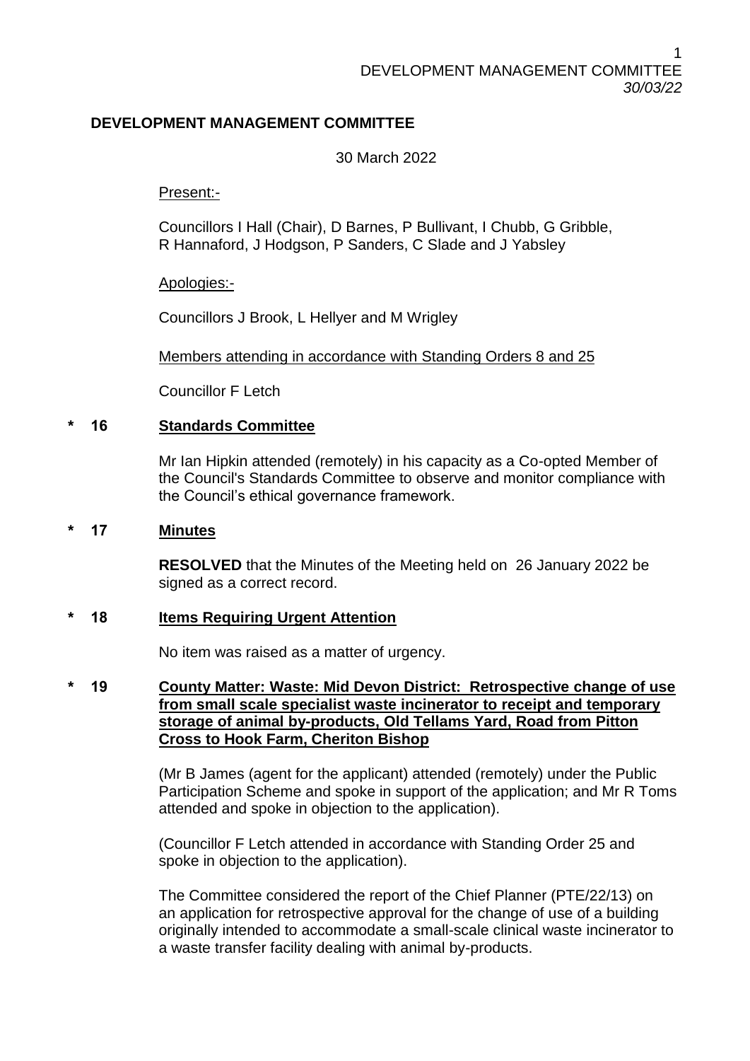# DEVELOPMENT MANAGEMENT COMMITTEE

30 March 2022

Present:-

Councillors I Hall (Chair), D Barnes, P Bullivant, I Chubb, G Gribble, R Hannaford, J Hodgson, P Sanders, C Slade and J Yabsley

Apologies:-

Councillors J Brook, L Hellyer and M Wrigley

Members attending in accordance with Standing Orders 8 and 25

Councillor F Letch

## * 16 Standards Committee

Mr Ian Hipkin attended (remotely) in his capacity as a Co-opted Member of the Council's Standards Committee to observe and monitor compliance with the Council's ethical governance framework.

## * 17 Minutes

**RESOLVED** that the Minutes of the Meeting held on 26 January 2022 be signed as a correct record.

## * 18 Items Requiring Urgent Attention

No item was raised as a matter of urgency.

## * 19 County Matter: Waste: Mid Devon District: Retrospective change of use from small scale specialist waste incinerator to receipt and temporary storage of animal by-products, Old Tellams Yard, Road from Pitton Cross to Hook Farm, Cheriton Bishop

(Mr B James (agent for the applicant) attended (remotely) under the Public Participation Scheme and spoke in support of the application; and Mr R Toms attended and spoke in objection to the application).

(Councillor F Letch attended in accordance with Standing Order 25 and spoke in objection to the application).

The Committee considered the report of the Chief Planner (PTE/22/13) on an application for retrospective approval for the change of use of a building originally intended to accommodate a small-scale clinical waste incinerator to a waste transfer facility dealing with animal by-products.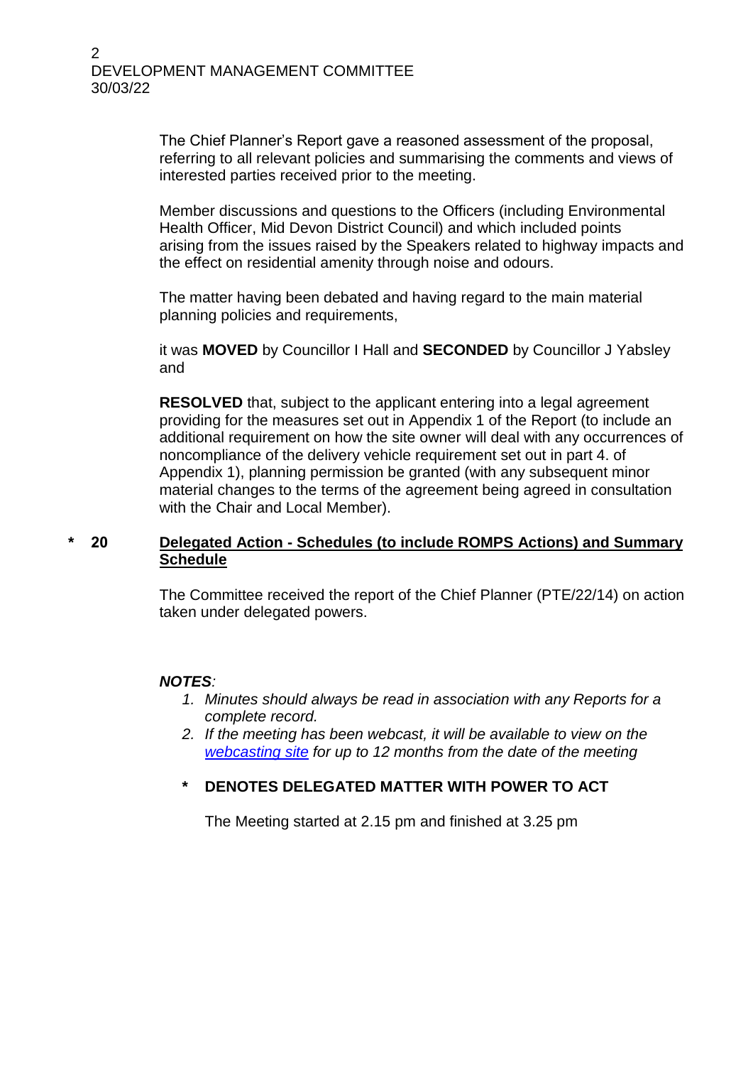The Chief Planner's Report gave a reasoned assessment of the proposal, referring to all relevant policies and summarising the comments and views of interested parties received prior to the meeting.

Member discussions and questions to the Officers (including Environmental Health Officer, Mid Devon District Council) and which included points arising from the issues raised by the Speakers related to highway impacts and the effect on residential amenity through noise and odours.

The matter having been debated and having regard to the main material planning policies and requirements,

it was **MOVED** by Councillor I Hall and **SECONDED** by Councillor J Yabsley and

**RESOLVED** that, subject to the applicant entering into a legal agreement providing for the measures set out in Appendix 1 of the Report (to include an additional requirement on how the site owner will deal with any occurrences of noncompliance of the delivery vehicle requirement set out in part 4. of Appendix 1), planning permission be granted (with any subsequent minor material changes to the terms of the agreement being agreed in consultation with the Chair and Local Member).

## * 20 Delegated Action - Schedules (to include ROMPS Actions) and Summary Schedule

The Committee received the report of the Chief Planner (PTE/22/14) on action taken under delegated powers.

***NOTES****:*

1. *Minutes should always be read in association with any Reports for a complete record.*
2. *If the meeting has been webcast, it will be available to view on the webcasting site for up to 12 months from the date of the meeting*

**\* DENOTES DELEGATED MATTER WITH POWER TO ACT**

The Meeting started at 2.15 pm and finished at 3.25 pm